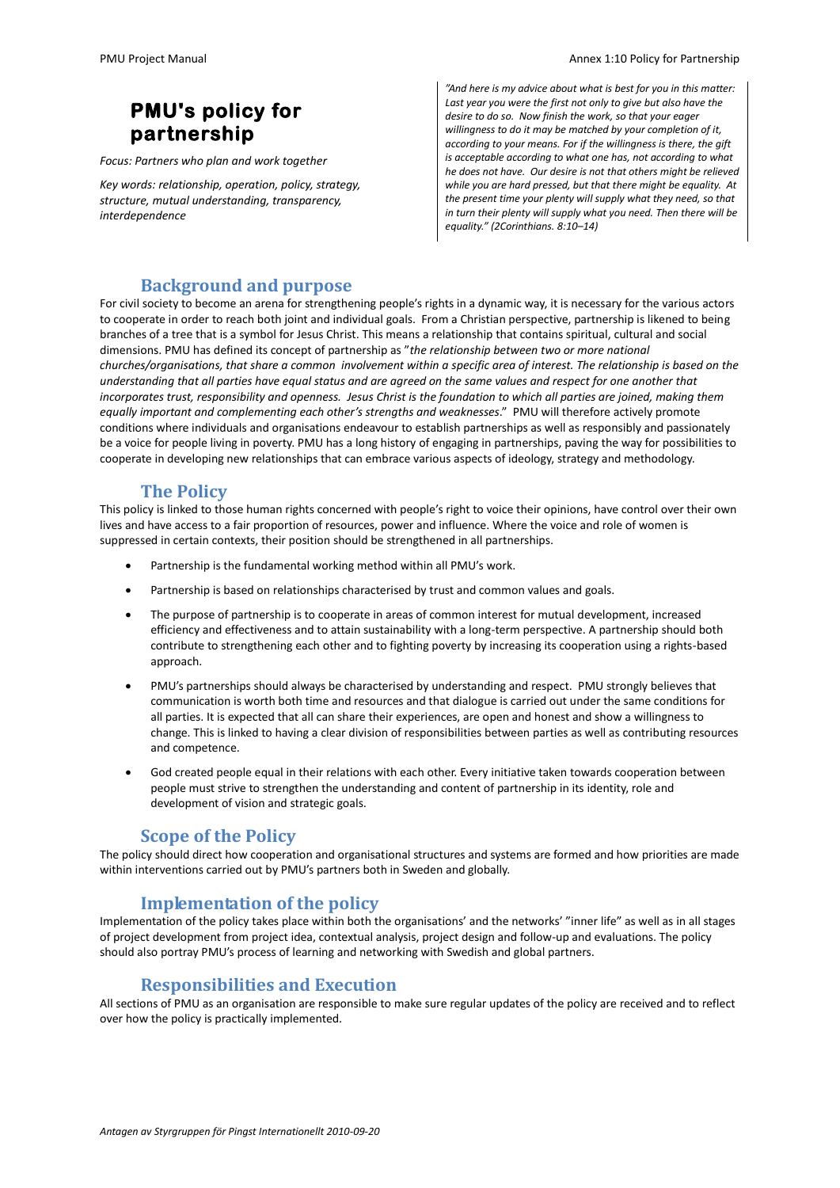# PMU's policy for partnership

*Focus: Partners who plan and work together*

*Key words: relationship, operation, policy, strategy, structure, mutual understanding, transparency, interdependence*

*"And here is my advice about what is best for you in this matter: Last year you were the first not only to give but also have the desire to do so. Now finish the work, so that your eager willingness to do it may be matched by your completion of it, according to your means. For if the willingness is there, the gift is acceptable according to what one has, not according to what he does not have. Our desire is not that others might be relieved while you are hard pressed, but that there might be equality. At the present time your plenty will supply what they need, so that in turn their plenty will supply what you need. Then there will be equality." (2Corinthians. 8:10–14)*

## Background and purpose

For civil society to become an arena for strengthening people's rights in a dynamic way, it is necessary for the various actors to cooperate in order to reach both joint and individual goals. From a Christian perspective, partnership is likened to being branches of a tree that is a symbol for Jesus Christ. This means a relationship that contains spiritual, cultural and social dimensions. PMU has defined its concept of partnership as "*the relationship between two or more national churches/organisations, that share a common involvement within a specific area of interest. The relationship is based on the understanding that all parties have equal status and are agreed on the same values and respect for one another that incorporates trust, responsibility and openness. Jesus Christ is the foundation to which all parties are joined, making them equally important and complementing each other's strengths and weaknesses*." PMU will therefore actively promote conditions where individuals and organisations endeavour to establish partnerships as well as responsibly and passionately be a voice for people living in poverty. PMU has a long history of engaging in partnerships, paving the way for possibilities to cooperate in developing new relationships that can embrace various aspects of ideology, strategy and methodology.

## The Policy

This policy is linked to those human rights concerned with people's right to voice their opinions, have control over their own lives and have access to a fair proportion of resources, power and influence. Where the voice and role of women is suppressed in certain contexts, their position should be strengthened in all partnerships.

- Partnership is the fundamental working method within all PMU's work.
- Partnership is based on relationships characterised by trust and common values and goals.
- The purpose of partnership is to cooperate in areas of common interest for mutual development, increased efficiency and effectiveness and to attain sustainability with a long-term perspective. A partnership should both contribute to strengthening each other and to fighting poverty by increasing its cooperation using a rights-based approach.
- PMU's partnerships should always be characterised by understanding and respect. PMU strongly believes that communication is worth both time and resources and that dialogue is carried out under the same conditions for all parties. It is expected that all can share their experiences, are open and honest and show a willingness to change. This is linked to having a clear division of responsibilities between parties as well as contributing resources and competence.
- God created people equal in their relations with each other. Every initiative taken towards cooperation between people must strive to strengthen the understanding and content of partnership in its identity, role and development of vision and strategic goals.

## Scope of the Policy

The policy should direct how cooperation and organisational structures and systems are formed and how priorities are made within interventions carried out by PMU's partners both in Sweden and globally.

## Implementation of the policy

Implementation of the policy takes place within both the organisations' and the networks' "inner life" as well as in all stages of project development from project idea, contextual analysis, project design and follow-up and evaluations. The policy should also portray PMU's process of learning and networking with Swedish and global partners.

## Responsibilities and Execution

All sections of PMU as an organisation are responsible to make sure regular updates of the policy are received and to reflect over how the policy is practically implemented.

*Antagen av Styrgruppen för Pingst Internationellt 2010-09-20*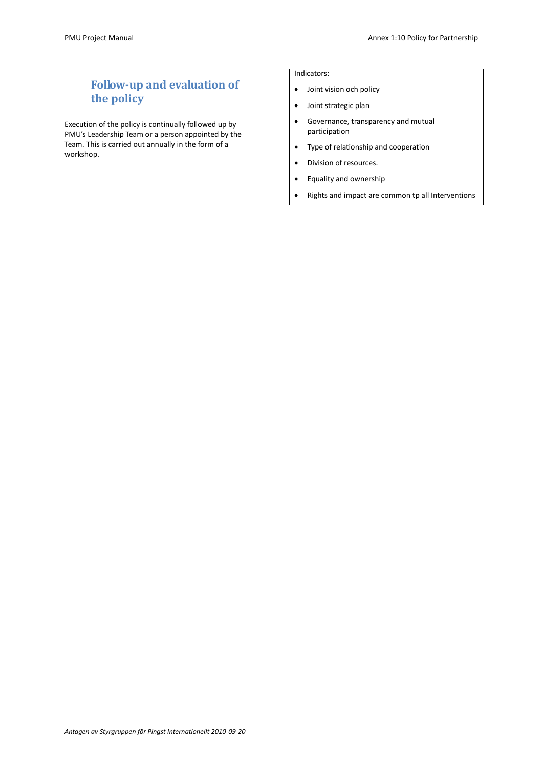## Follow-up and evaluation of the policy

Execution of the policy is continually followed up by PMU's Leadership Team or a person appointed by the Team. This is carried out annually in the form of a workshop.

Indicators:

- Joint vision och policy
- Joint strategic plan
- Governance, transparency and mutual participation
- Type of relationship and cooperation
- Division of resources.
- Equality and ownership
- Rights and impact are common tp all Interventions

*Antagen av Styrgruppen för Pingst Internationellt 2010-09-20*